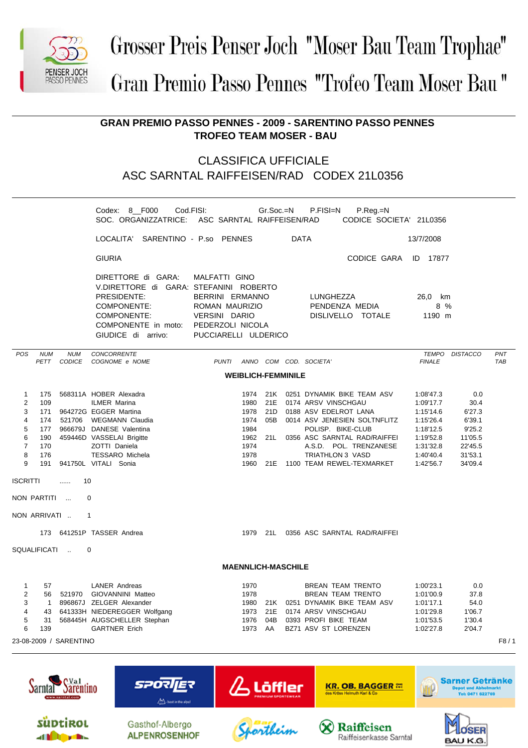# Grosser Preis Penser Joch "Moser Bau Team Trophae"

# Gran Premio Passo Pennes "Trofeo Team Moser Bau"

## GRAN PREMIO PASSO PENNES - 2009 - SARENTINO PASSO PENNES
## TROFEO TEAM MOSER - BAU

## CLASSIFICA UFFICIALE
## ASC SARNTAL RAIFFEISEN/RAD CODEX 21L0356

Codex: 8__F000 Cod.FISI: Gr.Soc.=N P.FISI=N P.Reg.=N

SOC. ORGANIZZATRICE: ASC SARNTAL RAIFFEISEN/RAD CODICE SOCIETA' 21L0356

LOCALITA' SARENTINO - P.so PENNES DATA 13/7/2008

GIURIA CODICE GARA ID 17877

DIRETTORE di GARA: MALFATTI GINO
V.DIRETTORE di GARA: STEFANINI ROBERTO
PRESIDENTE: BERRINI ERMANNO
COMPONENTE: ROMAN MAURIZIO
COMPONENTE: VERSINI DARIO
COMPONENTE in moto: PEDERZOLI NICOLA
GIUDICE di arrivo: PUCCIARELLI ULDERICO

LUNGHEZZA 26,0 km
PENDENZA MEDIA 8 %
DISLIVELLO TOTALE 1190 m

### WEIBLICH-FEMMINILE

| POS | NUM PETT | NUM CODICE | CONCORRENTE COGNOME e NOME | PUNTI | ANNO | COM | COD. | SOCIETA' | TEMPO FINALE | DISTACCO | PNT TAB |
|---|---|---|---|---|---|---|---|---|---|---|---|
| 1 | 175 | 568311A | HOBER Alexadra | | 1974 | 21K | 0251 | DYNAMIK BIKE TEAM ASV | 1:08'47.3 | 0.0 | |
| 2 | 109 | | ILMER Marina | | 1980 | 21E | 0174 | ARSV VINSCHGAU | 1:09'17.7 | 30.4 | |
| 3 | 171 | 964272G | EGGER Martina | | 1978 | 21D | 0188 | ASV EDELROT LANA | 1:15'14.6 | 6'27.3 | |
| 4 | 174 | 521706 | WEGMANN Claudia | | 1974 | 05B | 0014 | ASV JENESIEN SOLTNFLITZ | 1:15'26.4 | 6'39.1 | |
| 5 | 177 | 966679J | DANESE Valentina | | 1984 | | | POLISP. BIKE-CLUB | 1:18'12.5 | 9'25.2 | |
| 6 | 190 | 459446D | VASSELAI Brigitte | | 1962 | 21L | 0356 | ASC SARNTAL RAD/RAIFFEI | 1:19'52.8 | 11'05.5 | |
| 7 | 170 | | ZOTTI Daniela | | 1974 | | | A.S.D. POL. TRENZANESE | 1:31'32.8 | 22'45.5 | |
| 8 | 176 | | TESSARO Michela | | 1978 | | | TRIATHLON 3 VASD | 1:40'40.4 | 31'53.1 | |
| 9 | 191 | 941750L | VITALI Sonia | | 1960 | 21E | 1100 | TEAM REWEL-TEXMARKET | 1:42'56.7 | 34'09.4 | |

ISCRITTI ...... 10

NON PARTITI ... 0

NON ARRIVATI .. 1

| NUM PETT | NUM CODICE | COGNOME e NOME | ANNO | COM | COD. | SOCIETA' |
|---|---|---|---|---|---|---|
| 173 | 641251P | TASSER Andrea | 1979 | 21L | 0356 | ASC SARNTAL RAD/RAIFFEI |

SQUALIFICATI .. 0

### MAENNLICH-MASCHILE

| POS | NUM PETT | NUM CODICE | CONCORRENTE COGNOME e NOME | PUNTI | ANNO | COM | COD. | SOCIETA' | TEMPO FINALE | DISTACCO | PNT TAB |
|---|---|---|---|---|---|---|---|---|---|---|---|
| 1 | 57 | | LANER Andreas | | 1970 | | | BREAN TEAM TRENTO | 1:00'23.1 | 0.0 | |
| 2 | 56 | 521970 | GIOVANNINI Matteo | | 1978 | | | BREAN TEAM TRENTO | 1:01'00.9 | 37.8 | |
| 3 | 1 | 896867J | ZELGER Alexander | | 1980 | 21K | 0251 | DYNAMIK BIKE TEAM ASV | 1:01'17.1 | 54.0 | |
| 4 | 43 | 641333H | NIEDEREGGER Wolfgang | | 1973 | 21E | 0174 | ARSV VINSCHGAU | 1:01'29.8 | 1'06.7 | |
| 5 | 31 | 568445H | AUGSCHELLER Stephan | | 1976 | 04B | 0393 | PROFI BIKE TEAM | 1:01'53.5 | 1'30.4 | |
| 6 | 139 | | GARTNER Erich | | 1973 | AA | BZ71 | ASV ST LORENZEN | 1:02'27.8 | 2'04.7 | |

23-08-2009 / SARENTINO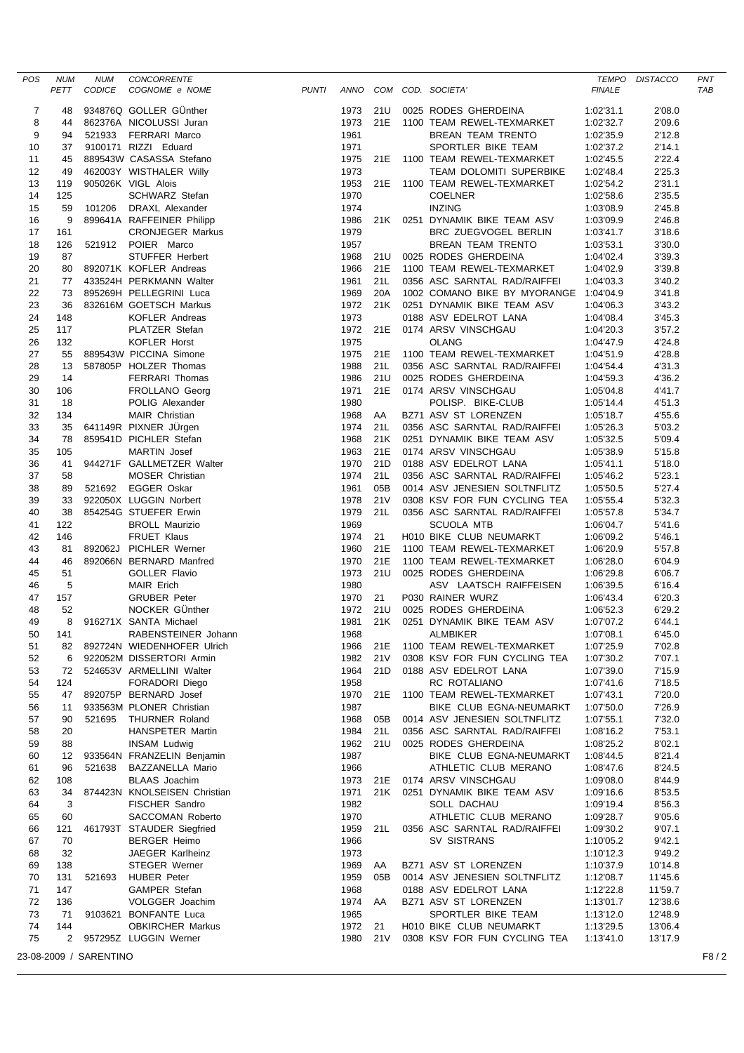| POS | NUM PETT | NUM CODICE | CONCORRENTE COGNOME e NOME | PUNTI | ANNO | COM | COD. SOCIETA' | TEMPO FINALE | DISTACCO | PNT TAB |
|---|---|---|---|---|---|---|---|---|---|---|
| 7 | 48 | 934876Q | GOLLER GÜnther | | 1973 | 21U | 0025 RODES GHERDEINA | 1:02'31.1 | 2'08.0 | |
| 8 | 44 | 862376A | NICOLUSSI Juran | | 1973 | 21E | 1100 TEAM REWEL-TEXMARKET | 1:02'32.7 | 2'09.6 | |
| 9 | 94 | 521933 | FERRARI Marco | | 1961 | | BREAN TEAM TRENTO | 1:02'35.9 | 2'12.8 | |
| 10 | 37 | 9100171 | RIZZI Eduard | | 1971 | | SPORTLER BIKE TEAM | 1:02'37.2 | 2'14.1 | |
| 11 | 45 | 889543W | CASASSA Stefano | | 1975 | 21E | 1100 TEAM REWEL-TEXMARKET | 1:02'45.5 | 2'22.4 | |
| 12 | 49 | 462003Y | WISTHALER Willy | | 1973 | | TEAM DOLOMITI SUPERBIKE | 1:02'48.4 | 2'25.3 | |
| 13 | 119 | 905026K | VIGL Alois | | 1953 | 21E | 1100 TEAM REWEL-TEXMARKET | 1:02'54.2 | 2'31.1 | |
| 14 | 125 | | SCHWARZ Stefan | | 1970 | | COELNER | 1:02'58.6 | 2'35.5 | |
| 15 | 59 | 101206 | DRAXL Alexander | | 1974 | | INZING | 1:03'08.9 | 2'45.8 | |
| 16 | 9 | 899641A | RAFFEINER Philipp | | 1986 | 21K | 0251 DYNAMIK BIKE TEAM ASV | 1:03'09.9 | 2'46.8 | |
| 17 | 161 | | CRONJEGER Markus | | 1979 | | BRC ZUEGVOGEL BERLIN | 1:03'41.7 | 3'18.6 | |
| 18 | 126 | 521912 | POIER Marco | | 1957 | | BREAN TEAM TRENTO | 1:03'53.1 | 3'30.0 | |
| 19 | 87 | | STUFFER Herbert | | 1968 | 21U | 0025 RODES GHERDEINA | 1:04'02.4 | 3'39.3 | |
| 20 | 80 | 892071K | KOFLER Andreas | | 1966 | 21E | 1100 TEAM REWEL-TEXMARKET | 1:04'02.9 | 3'39.8 | |
| 21 | 77 | 433524H | PERKMANN Walter | | 1961 | 21L | 0356 ASC SARNTAL RAD/RAIFFEI | 1:04'03.3 | 3'40.2 | |
| 22 | 73 | 895269H | PELLEGRINI Luca | | 1969 | 20A | 1002 COMANO BIKE BY MYORANGE | 1:04'04.9 | 3'41.8 | |
| 23 | 36 | 832616M | GOETSCH Markus | | 1972 | 21K | 0251 DYNAMIK BIKE TEAM ASV | 1:04'06.3 | 3'43.2 | |
| 24 | 148 | | KOFLER Andreas | | 1973 | | 0188 ASV EDELROT LANA | 1:04'08.4 | 3'45.3 | |
| 25 | 117 | | PLATZER Stefan | | 1972 | 21E | 0174 ARSV VINSCHGAU | 1:04'20.3 | 3'57.2 | |
| 26 | 132 | | KOFLER Horst | | 1975 | | OLANG | 1:04'47.9 | 4'24.8 | |
| 27 | 55 | 889543W | PICCINA Simone | | 1975 | 21E | 1100 TEAM REWEL-TEXMARKET | 1:04'51.9 | 4'28.8 | |
| 28 | 13 | 587805P | HOLZER Thomas | | 1988 | 21L | 0356 ASC SARNTAL RAD/RAIFFEI | 1:04'54.4 | 4'31.3 | |
| 29 | 14 | | FERRARI Thomas | | 1986 | 21U | 0025 RODES GHERDEINA | 1:04'59.3 | 4'36.2 | |
| 30 | 106 | | FROLLANO Georg | | 1971 | 21E | 0174 ARSV VINSCHGAU | 1:05'04.8 | 4'41.7 | |
| 31 | 18 | | POLIG Alexander | | 1980 | | POLISP. BIKE-CLUB | 1:05'14.4 | 4'51.3 | |
| 32 | 134 | | MAIR Christian | | 1968 | AA | BZ71 ASV ST LORENZEN | 1:05'18.7 | 4'55.6 | |
| 33 | 35 | 641149R | PIXNER JÜrgen | | 1974 | 21L | 0356 ASC SARNTAL RAD/RAIFFEI | 1:05'26.3 | 5'03.2 | |
| 34 | 78 | 859541D | PICHLER Stefan | | 1968 | 21K | 0251 DYNAMIK BIKE TEAM ASV | 1:05'32.5 | 5'09.4 | |
| 35 | 105 | | MARTIN Josef | | 1963 | 21E | 0174 ARSV VINSCHGAU | 1:05'38.9 | 5'15.8 | |
| 36 | 41 | 944271F | GALLMETZER Walter | | 1970 | 21D | 0188 ASV EDELROT LANA | 1:05'41.1 | 5'18.0 | |
| 37 | 58 | | MOSER Christian | | 1974 | 21L | 0356 ASC SARNTAL RAD/RAIFFEI | 1:05'46.2 | 5'23.1 | |
| 38 | 89 | 521692 | EGGER Oskar | | 1961 | 05B | 0014 ASV JENESIEN SOLTNFLITZ | 1:05'50.5 | 5'27.4 | |
| 39 | 33 | 922050X | LUGGIN Norbert | | 1978 | 21V | 0308 KSV FOR FUN CYCLING TEA | 1:05'55.4 | 5'32.3 | |
| 40 | 38 | 854254G | STUEFER Erwin | | 1979 | 21L | 0356 ASC SARNTAL RAD/RAIFFEI | 1:05'57.8 | 5'34.7 | |
| 41 | 122 | | BROLL Maurizio | | 1969 | | SCUOLA MTB | 1:06'04.7 | 5'41.6 | |
| 42 | 146 | | FRUET Klaus | | 1974 | 21 | H010 BIKE CLUB NEUMARKT | 1:06'09.2 | 5'46.1 | |
| 43 | 81 | 892062J | PICHLER Werner | | 1960 | 21E | 1100 TEAM REWEL-TEXMARKET | 1:06'20.9 | 5'57.8 | |
| 44 | 46 | 892066N | BERNARD Manfred | | 1970 | 21E | 1100 TEAM REWEL-TEXMARKET | 1:06'28.0 | 6'04.9 | |
| 45 | 51 | | GOLLER Flavio | | 1973 | 21U | 0025 RODES GHERDEINA | 1:06'29.8 | 6'06.7 | |
| 46 | 5 | | MAIR Erich | | 1980 | | ASV LAATSCH RAIFFEISEN | 1:06'39.5 | 6'16.4 | |
| 47 | 157 | | GRUBER Peter | | 1970 | 21 | P030 RAINER WURZ | 1:06'43.4 | 6'20.3 | |
| 48 | 52 | | NOCKER GÜnther | | 1972 | 21U | 0025 RODES GHERDEINA | 1:06'52.3 | 6'29.2 | |
| 49 | 8 | 916271X | SANTA Michael | | 1981 | 21K | 0251 DYNAMIK BIKE TEAM ASV | 1:07'07.2 | 6'44.1 | |
| 50 | 141 | | RABENSTEINER Johann | | 1968 | | ALMBIKER | 1:07'08.1 | 6'45.0 | |
| 51 | 82 | 892724N | WIEDENHOFER Ulrich | | 1966 | 21E | 1100 TEAM REWEL-TEXMARKET | 1:07'25.9 | 7'02.8 | |
| 52 | 6 | 922052M | DISSERTORI Armin | | 1982 | 21V | 0308 KSV FOR FUN CYCLING TEA | 1:07'30.2 | 7'07.1 | |
| 53 | 72 | 524653V | ARMELLINI Walter | | 1964 | 21D | 0188 ASV EDELROT LANA | 1:07'39.0 | 7'15.9 | |
| 54 | 124 | | FORADORI Diego | | 1958 | | RC ROTALIANO | 1:07'41.6 | 7'18.5 | |
| 55 | 47 | 892075P | BERNARD Josef | | 1970 | 21E | 1100 TEAM REWEL-TEXMARKET | 1:07'43.1 | 7'20.0 | |
| 56 | 11 | 933563M | PLONER Christian | | 1987 | | BIKE CLUB EGNA-NEUMARKT | 1:07'50.0 | 7'26.9 | |
| 57 | 90 | 521695 | THURNER Roland | | 1968 | 05B | 0014 ASV JENESIEN SOLTNFLITZ | 1:07'55.1 | 7'32.0 | |
| 58 | 20 | | HANSPETER Martin | | 1984 | 21L | 0356 ASC SARNTAL RAD/RAIFFEI | 1:08'16.2 | 7'53.1 | |
| 59 | 88 | | INSAM Ludwig | | 1962 | 21U | 0025 RODES GHERDEINA | 1:08'25.2 | 8'02.1 | |
| 60 | 12 | 933564N | FRANZELIN Benjamin | | 1987 | | BIKE CLUB EGNA-NEUMARKT | 1:08'44.5 | 8'21.4 | |
| 61 | 96 | 521638 | BAZZANELLA Mario | | 1966 | | ATHLETIC CLUB MERANO | 1:08'47.6 | 8'24.5 | |
| 62 | 108 | | BLAAS Joachim | | 1973 | 21E | 0174 ARSV VINSCHGAU | 1:09'08.0 | 8'44.9 | |
| 63 | 34 | 874423N | KNOLSEISEN Christian | | 1971 | 21K | 0251 DYNAMIK BIKE TEAM ASV | 1:09'16.6 | 8'53.5 | |
| 64 | 3 | | FISCHER Sandro | | 1982 | | SOLL DACHAU | 1:09'19.4 | 8'56.3 | |
| 65 | 60 | | SACCOMAN Roberto | | 1970 | | ATHLETIC CLUB MERANO | 1:09'28.7 | 9'05.6 | |
| 66 | 121 | 461793T | STAUDER Siegfried | | 1959 | 21L | 0356 ASC SARNTAL RAD/RAIFFEI | 1:09'30.2 | 9'07.1 | |
| 67 | 70 | | BERGER Heimo | | 1966 | | SV SISTRANS | 1:10'05.2 | 9'42.1 | |
| 68 | 32 | | JAEGER Karlheinz | | 1973 | | | 1:10'12.3 | 9'49.2 | |
| 69 | 138 | | STEGER Werner | | 1969 | AA | BZ71 ASV ST LORENZEN | 1:10'37.9 | 10'14.8 | |
| 70 | 131 | 521693 | HUBER Peter | | 1959 | 05B | 0014 ASV JENESIEN SOLTNFLITZ | 1:12'08.7 | 11'45.6 | |
| 71 | 147 | | GAMPER Stefan | | 1968 | | 0188 ASV EDELROT LANA | 1:12'22.8 | 11'59.7 | |
| 72 | 136 | | VOLGGER Joachim | | 1974 | AA | BZ71 ASV ST LORENZEN | 1:13'01.7 | 12'38.6 | |
| 73 | 71 | 9103621 | BONFANTE Luca | | 1965 | | SPORTLER BIKE TEAM | 1:13'12.0 | 12'48.9 | |
| 74 | 144 | | OBKIRCHER Markus | | 1972 | 21 | H010 BIKE CLUB NEUMARKT | 1:13'29.5 | 13'06.4 | |
| 75 | 2 | 957295Z | LUGGIN Werner | | 1980 | 21V | 0308 KSV FOR FUN CYCLING TEA | 1:13'41.0 | 13'17.9 | |

23-08-2009 / SARENTINO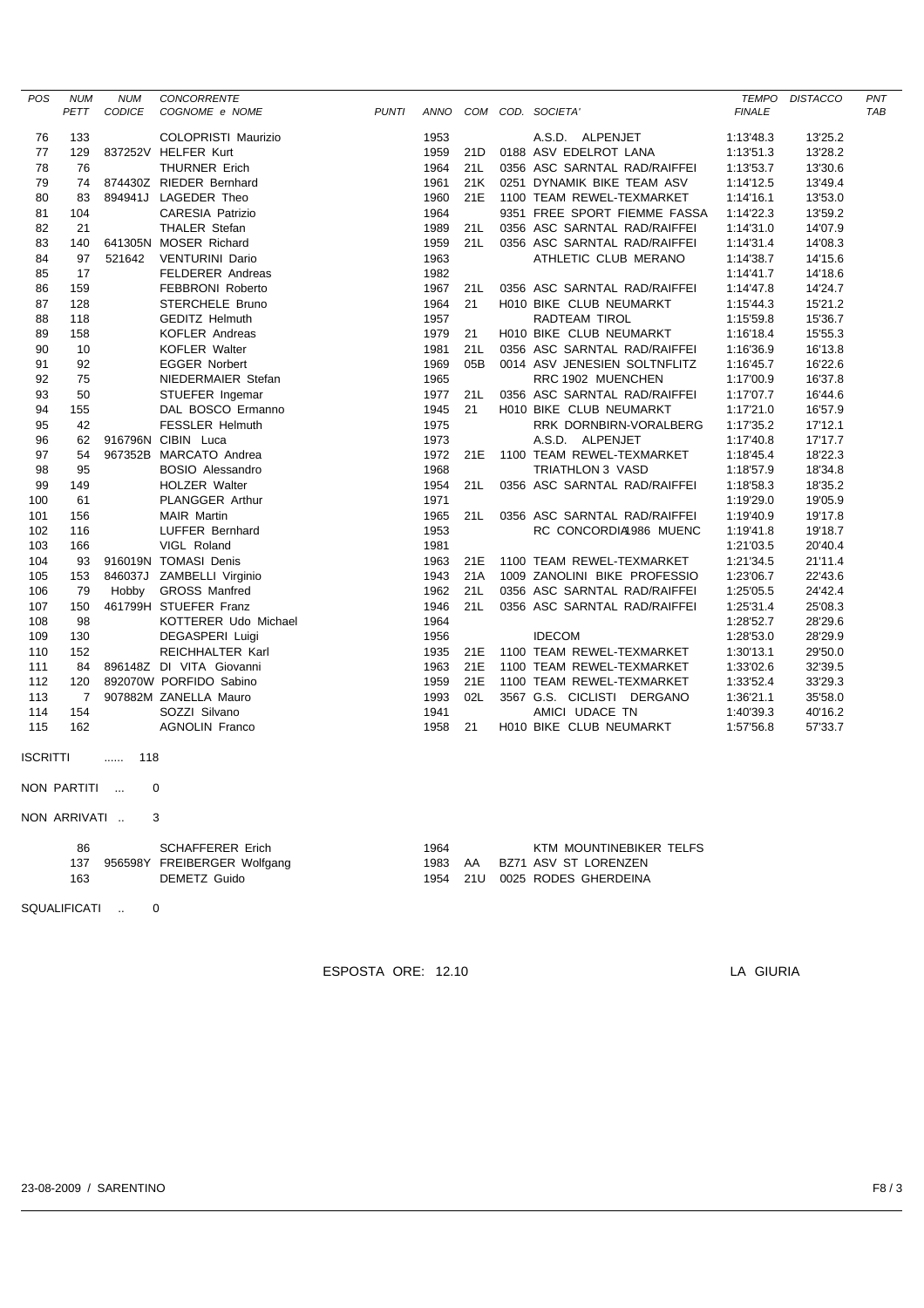| POS | NUM PETT | NUM CODICE | CONCORRENTE COGNOME e NOME | PUNTI | ANNO | COM | COD. SOCIETA' | TEMPO FINALE | DISTACCO | PNT TAB |
|---|---|---|---|---|---|---|---|---|---|---|
| 76 | 133 | | COLOPRISTI Maurizio | | 1953 | | A.S.D. ALPENJET | 1:13'48.3 | 13'25.2 | |
| 77 | 129 | 837252V | HELFER Kurt | | 1959 | 21D | 0188 ASV EDELROT LANA | 1:13'51.3 | 13'28.2 | |
| 78 | 76 | | THURNER Erich | | 1964 | 21L | 0356 ASC SARNTAL RAD/RAIFFEI | 1:13'53.7 | 13'30.6 | |
| 79 | 74 | 874430Z | RIEDER Bernhard | | 1961 | 21K | 0251 DYNAMIK BIKE TEAM ASV | 1:14'12.5 | 13'49.4 | |
| 80 | 83 | 894941J | LAGEDER Theo | | 1960 | 21E | 1100 TEAM REWEL-TEXMARKET | 1:14'16.1 | 13'53.0 | |
| 81 | 104 | | CARESIA Patrizio | | 1964 | | 9351 FREE SPORT FIEMME FASSA | 1:14'22.3 | 13'59.2 | |
| 82 | 21 | | THALER Stefan | | 1989 | 21L | 0356 ASC SARNTAL RAD/RAIFFEI | 1:14'31.0 | 14'07.9 | |
| 83 | 140 | 641305N | MOSER Richard | | 1959 | 21L | 0356 ASC SARNTAL RAD/RAIFFEI | 1:14'31.4 | 14'08.3 | |
| 84 | 97 | 521642 | VENTURINI Dario | | 1963 | | ATHLETIC CLUB MERANO | 1:14'38.7 | 14'15.6 | |
| 85 | 17 | | FELDERER Andreas | | 1982 | | | 1:14'41.7 | 14'18.6 | |
| 86 | 159 | | FEBBRONI Roberto | | 1967 | 21L | 0356 ASC SARNTAL RAD/RAIFFEI | 1:14'47.8 | 14'24.7 | |
| 87 | 128 | | STERCHELE Bruno | | 1964 | 21 | H010 BIKE CLUB NEUMARKT | 1:15'44.3 | 15'21.2 | |
| 88 | 118 | | GEDITZ Helmuth | | 1957 | | RADTEAM TIROL | 1:15'59.8 | 15'36.7 | |
| 89 | 158 | | KOFLER Andreas | | 1979 | 21 | H010 BIKE CLUB NEUMARKT | 1:16'18.4 | 15'55.3 | |
| 90 | 10 | | KOFLER Walter | | 1981 | 21L | 0356 ASC SARNTAL RAD/RAIFFEI | 1:16'36.9 | 16'13.8 | |
| 91 | 92 | | EGGER Norbert | | 1969 | 05B | 0014 ASV JENESIEN SOLTNFLITZ | 1:16'45.7 | 16'22.6 | |
| 92 | 75 | | NIEDERMAIER Stefan | | 1965 | | RRC 1902 MUENCHEN | 1:17'00.9 | 16'37.8 | |
| 93 | 50 | | STUEFER Ingemar | | 1977 | 21L | 0356 ASC SARNTAL RAD/RAIFFEI | 1:17'07.7 | 16'44.6 | |
| 94 | 155 | | DAL BOSCO Ermanno | | 1945 | 21 | H010 BIKE CLUB NEUMARKT | 1:17'21.0 | 16'57.9 | |
| 95 | 42 | | FESSLER Helmuth | | 1975 | | RRK DORNBIRN-VORALBERG | 1:17'35.2 | 17'12.1 | |
| 96 | 62 | 916796N | CIBIN Luca | | 1973 | | A.S.D. ALPENJET | 1:17'40.8 | 17'17.7 | |
| 97 | 54 | 967352B | MARCATO Andrea | | 1972 | 21E | 1100 TEAM REWEL-TEXMARKET | 1:18'45.4 | 18'22.3 | |
| 98 | 95 | | BOSIO Alessandro | | 1968 | | TRIATHLON 3 VASD | 1:18'57.9 | 18'34.8 | |
| 99 | 149 | | HOLZER Walter | | 1954 | 21L | 0356 ASC SARNTAL RAD/RAIFFEI | 1:18'58.3 | 18'35.2 | |
| 100 | 61 | | PLANGGER Arthur | | 1971 | | | 1:19'29.0 | 19'05.9 | |
| 101 | 156 | | MAIR Martin | | 1965 | 21L | 0356 ASC SARNTAL RAD/RAIFFEI | 1:19'40.9 | 19'17.8 | |
| 102 | 116 | | LUFFER Bernhard | | 1953 | | RC CONCORDIA1986 MUENC | 1:19'41.8 | 19'18.7 | |
| 103 | 166 | | VIGL Roland | | 1981 | | | 1:21'03.5 | 20'40.4 | |
| 104 | 93 | 916019N | TOMASI Denis | | 1963 | 21E | 1100 TEAM REWEL-TEXMARKET | 1:21'34.5 | 21'11.4 | |
| 105 | 153 | 846037J | ZAMBELLI Virginio | | 1943 | 21A | 1009 ZANOLINI BIKE PROFESSIO | 1:23'06.7 | 22'43.6 | |
| 106 | 79 | Hobby | GROSS Manfred | | 1962 | 21L | 0356 ASC SARNTAL RAD/RAIFFEI | 1:25'05.5 | 24'42.4 | |
| 107 | 150 | 461799H | STUEFER Franz | | 1946 | 21L | 0356 ASC SARNTAL RAD/RAIFFEI | 1:25'31.4 | 25'08.3 | |
| 108 | 98 | | KOTTERER Udo Michael | | 1964 | | | 1:28'52.7 | 28'29.6 | |
| 109 | 130 | | DEGASPERI Luigi | | 1956 | | IDECOM | 1:28'53.0 | 28'29.9 | |
| 110 | 152 | | REICHHALTER Karl | | 1935 | 21E | 1100 TEAM REWEL-TEXMARKET | 1:30'13.1 | 29'50.0 | |
| 111 | 84 | 896148Z | DI VITA Giovanni | | 1963 | 21E | 1100 TEAM REWEL-TEXMARKET | 1:33'02.6 | 32'39.5 | |
| 112 | 120 | 892070W | PORFIDO Sabino | | 1959 | 21E | 1100 TEAM REWEL-TEXMARKET | 1:33'52.4 | 33'29.3 | |
| 113 | 7 | 907882M | ZANELLA Mauro | | 1993 | 02L | 3567 G.S. CICLISTI DERGANO | 1:36'21.1 | 35'58.0 | |
| 114 | 154 | | SOZZI Silvano | | 1941 | | AMICI UDACE TN | 1:40'39.3 | 40'16.2 | |
| 115 | 162 | | AGNOLIN Franco | | 1958 | 21 | H010 BIKE CLUB NEUMARKT | 1:57'56.8 | 57'33.7 | |

ISCRITTI ...... 118

NON PARTITI ... 0

NON ARRIVATI .. 3

| | | | | | | |
|---|---|---|---|---|---|---|
| 86 | | SCHAFFERER Erich | 1964 | | KTM MOUNTINEBIKER TELFS |
| 137 | 956598Y | FREIBERGER Wolfgang | 1983 | AA | BZ71 ASV ST LORENZEN |
| 163 | | DEMETZ Guido | 1954 | 21U | 0025 RODES GHERDEINA |

SQUALIFICATI .. 0

ESPOSTA ORE: 12.10

LA GIURIA